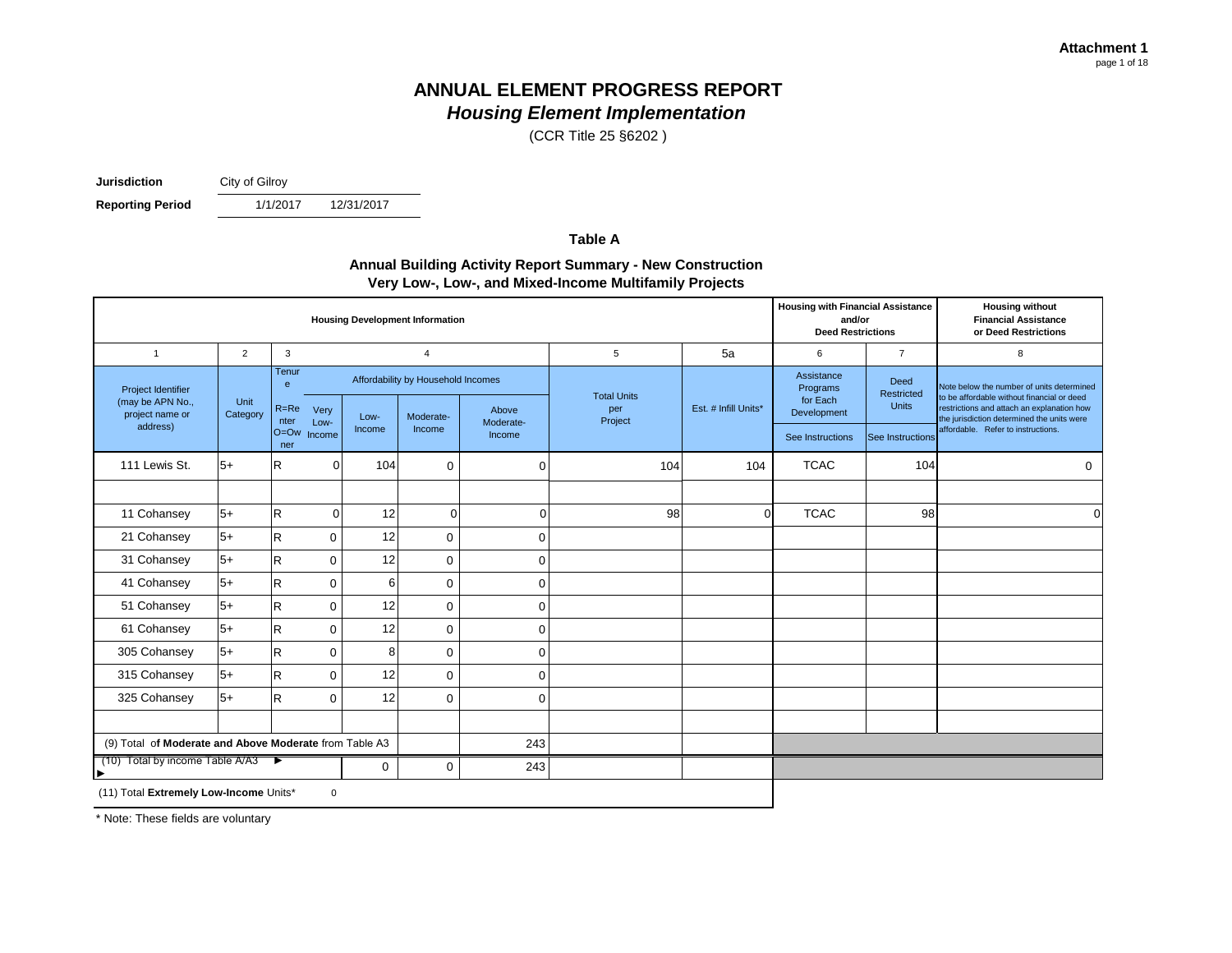**Attachment 1**

# ANNUAL ELEMENT PROGRESS REPORT

## *Housing Element Implementation*

(CCR Title 25 §6202 )

**Jurisdiction** City of Gilroy

**Reporting Period** 1/1/2017 12/31/2017

### Table A

### Annual Building Activity Report Summary - New Construction Very Low-, Low-, and Mixed-Income Multifamily Projects

| Housing Development Information | | | | | | | | | Housing with Financial Assistance and/or Deed Restrictions | | Housing without Financial Assistance or Deed Restrictions |
|---|---|---|---|---|---|---|---|---|---|---|---|
| 1 | 2 | 3 | 4 | | | | 5 | 5a | 6 | 7 | 8 |
| Project Identifier (may be APN No., project name or address) | Unit Category | Tenure R=Renter O=Owner | Affordability by Household Incomes | | | | Total Units per Project | Est. # Infill Units* | Assistance Programs for Each Development | Deed Restricted Units | Note below the number of units determined to be affordable without financial or deed restrictions and attach an explanation how the jurisdiction determined the units were affordable. Refer to instructions. |
| | | | Very Low-Income | Low-Income | Moderate-Income | Above Moderate-Income | | | See Instructions | See Instructions | |
| 111 Lewis St. | 5+ | R | 0 | 104 | 0 | 0 | 104 | 104 | TCAC | 104 | 0 |
| | | | | | | | | | | | |
| 11 Cohansey | 5+ | R | 0 | 12 | 0 | 0 | 98 | 0 | TCAC | 98 | 0 |
| 21 Cohansey | 5+ | R | 0 | 12 | 0 | 0 | | | | | |
| 31 Cohansey | 5+ | R | 0 | 12 | 0 | 0 | | | | | |
| 41 Cohansey | 5+ | R | 0 | 6 | 0 | 0 | | | | | |
| 51 Cohansey | 5+ | R | 0 | 12 | 0 | 0 | | | | | |
| 61 Cohansey | 5+ | R | 0 | 12 | 0 | 0 | | | | | |
| 305 Cohansey | 5+ | R | 0 | 8 | 0 | 0 | | | | | |
| 315 Cohansey | 5+ | R | 0 | 12 | 0 | 0 | | | | | |
| 325 Cohansey | 5+ | R | 0 | 12 | 0 | 0 | | | | | |
| | | | | | | | | | | | |
| (9) Total of **Moderate and Above Moderate** from Table A3 | | | | | | 243 | | | | | |
| (10) Total by income Table A/A3 ► | | | | 0 | 0 | 243 | | | | | |
| (11) Total **Extremely Low-Income** Units* | | 0 | | | | | | | | | |

\* Note: These fields are voluntary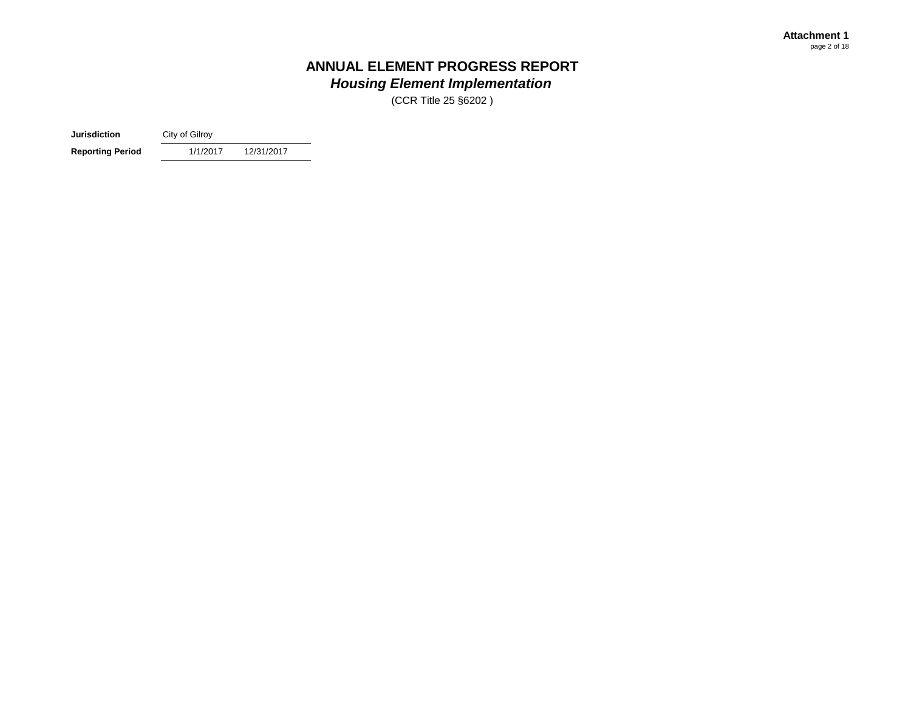**Attachment 1**

# ANNUAL ELEMENT PROGRESS REPORT

## *Housing Element Implementation*

(CCR Title 25 §6202 )

| | | |
|---|---|---|
| **Jurisdiction** | City of Gilroy | |
| **Reporting Period** | 1/1/2017 | 12/31/2017 |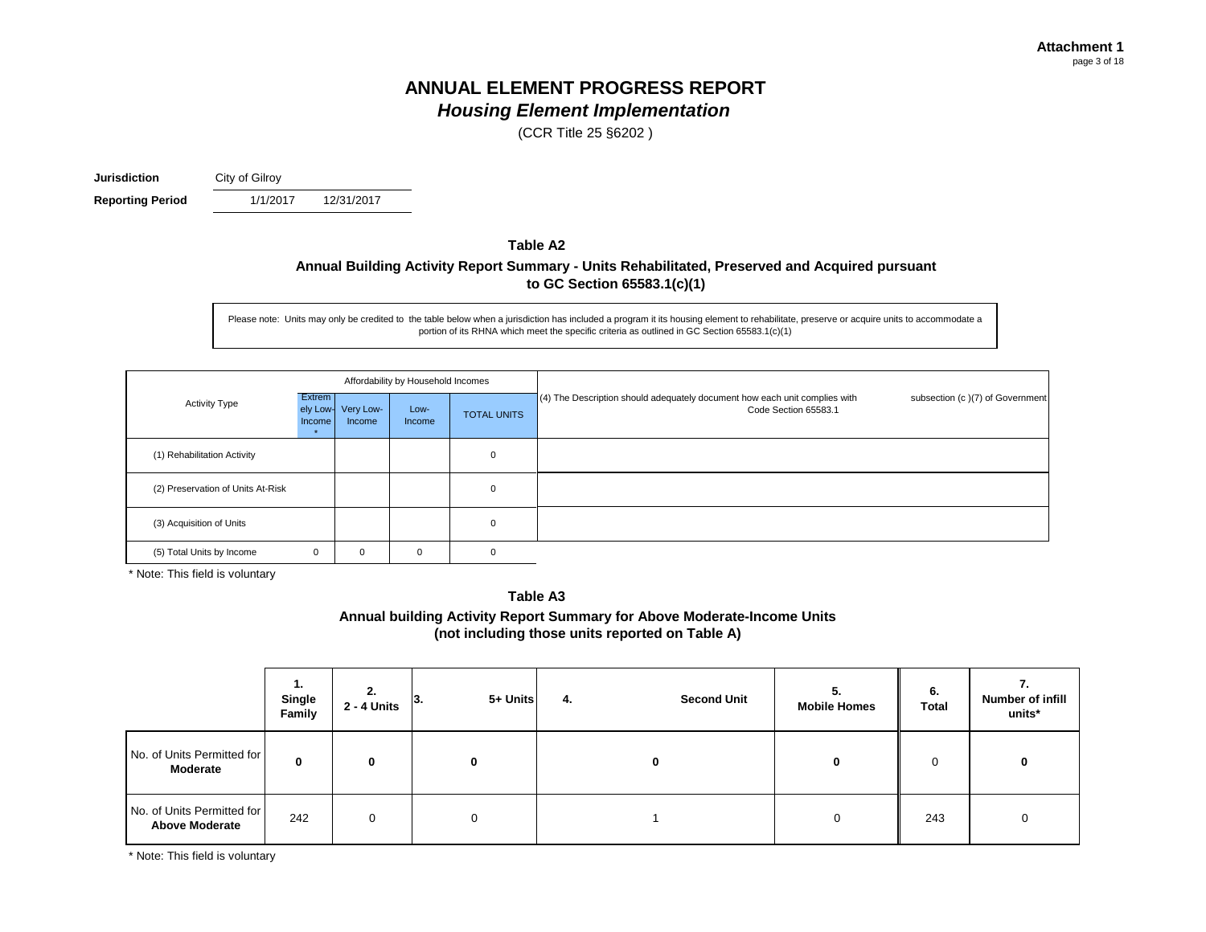**Attachment 1**

# ANNUAL ELEMENT PROGRESS REPORT
## *Housing Element Implementation*

(CCR Title 25 §6202 )

**Jurisdiction** City of Gilroy

**Reporting Period** 1/1/2017 12/31/2017

### Table A2

### Annual Building Activity Report Summary - Units Rehabilitated, Preserved and Acquired pursuant to GC Section 65583.1(c)(1)

Please note: Units may only be credited to the table below when a jurisdiction has included a program it its housing element to rehabilitate, preserve or acquire units to accommodate a portion of its RHNA which meet the specific criteria as outlined in GC Section 65583.1(c)(1)

| Activity Type | Affordability by Household Incomes | | | | (4) The Description should adequately document how each unit complies with subsection (c )(7) of Government Code Section 65583.1 |
|---|---|---|---|---|---|
| | Extremely Low-Income * | Very Low-Income | Low-Income | TOTAL UNITS | |
| (1) Rehabilitation Activity | | | | 0 | |
| (2) Preservation of Units At-Risk | | | | 0 | |
| (3) Acquisition of Units | | | | 0 | |
| (5) Total Units by Income | 0 | 0 | 0 | 0 | |

\* Note: This field is voluntary

### Table A3

### Annual building Activity Report Summary for Above Moderate-Income Units (not including those units reported on Table A)

| | 1. Single Family | 2. 2 - 4 Units | 3. 5+ Units | 4. Second Unit | 5. Mobile Homes | 6. Total | 7. Number of infill units* |
|---|---|---|---|---|---|---|---|
| No. of Units Permitted for **Moderate** | **0** | **0** | **0** | **0** | **0** | 0 | **0** |
| No. of Units Permitted for **Above Moderate** | 242 | 0 | 0 | 1 | 0 | 243 | 0 |

\* Note: This field is voluntary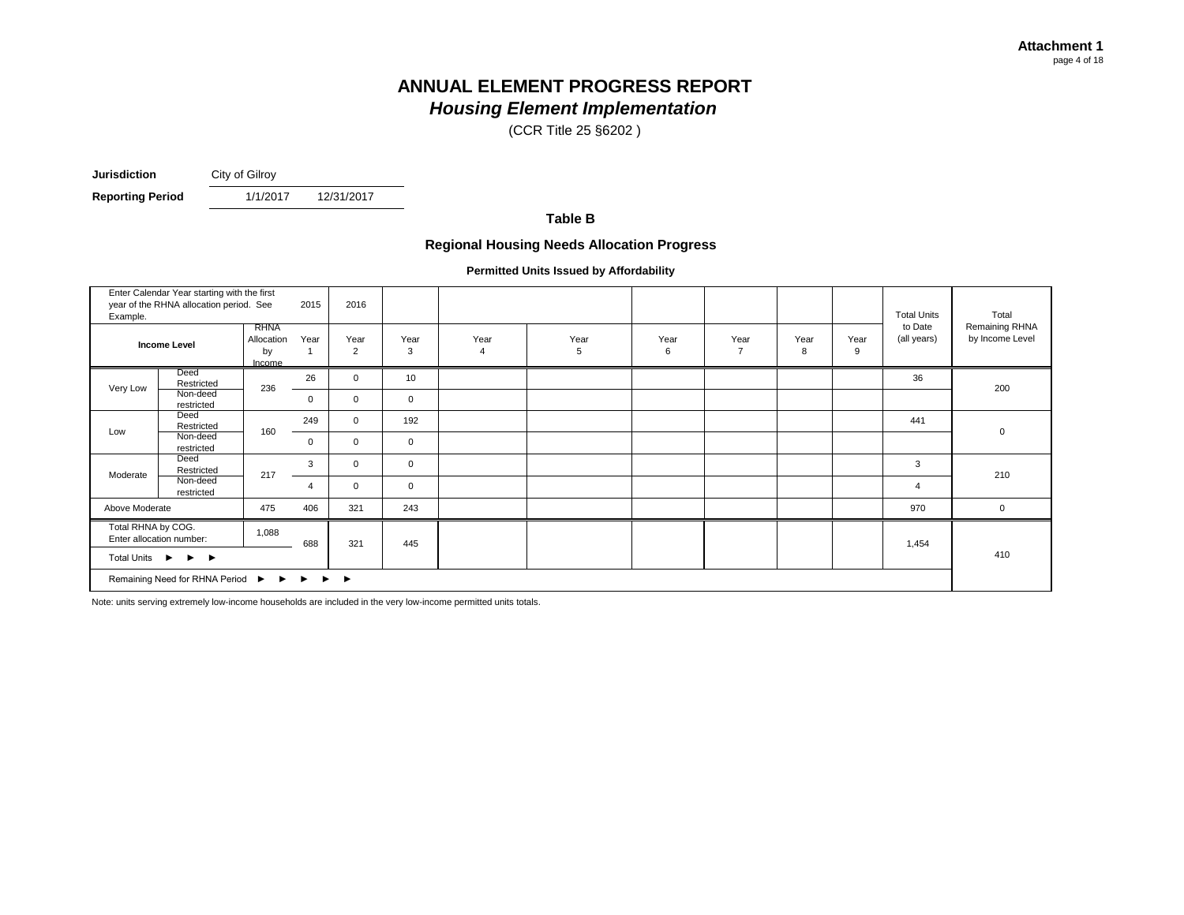**Attachment 1**

# ANNUAL ELEMENT PROGRESS REPORT
## *Housing Element Implementation*

(CCR Title 25 §6202 )

**Jurisdiction** City of Gilroy

**Reporting Period** 1/1/2017 12/31/2017

### Table B

### Regional Housing Needs Allocation Progress

**Permitted Units Issued by Affordability**

| Enter Calendar Year starting with the first year of the RHNA allocation period. See Example. | | | 2015 | 2016 | | | | | | | | | Total Units to Date (all years) | Total Remaining RHNA by Income Level |
|---|---|---|---|---|---|---|---|---|---|---|---|---|---|---|
| **Income Level** | | RHNA Allocation by Income | Year 1 | Year 2 | Year 3 | Year 4 | Year 5 | Year 6 | Year 7 | Year 8 | Year 9 | | | |
| Very Low | Deed Restricted | 236 | 26 | 0 | 10 | | | | | | | | 36 | 200 |
| | Non-deed restricted | | 0 | 0 | 0 | | | | | | | | | |
| Low | Deed Restricted | 160 | 249 | 0 | 192 | | | | | | | | 441 | 0 |
| | Non-deed restricted | | 0 | 0 | 0 | | | | | | | | | |
| Moderate | Deed Restricted | 217 | 3 | 0 | 0 | | | | | | | | 3 | 210 |
| | Non-deed restricted | | 4 | 0 | 0 | | | | | | | | 4 | |
| Above Moderate | | 475 | 406 | 321 | 243 | | | | | | | | 970 | 0 |
| Total RHNA by COG. Enter allocation number: | | 1,088 | 688 | 321 | 445 | | | | | | | | 1,454 | 410 |
| Total Units ► ► ► | | | | | | | | | | | | | | |
| Remaining Need for RHNA Period ► ► ► ► ► | | | | | | | | | | | | | | |

Note: units serving extremely low-income households are included in the very low-income permitted units totals.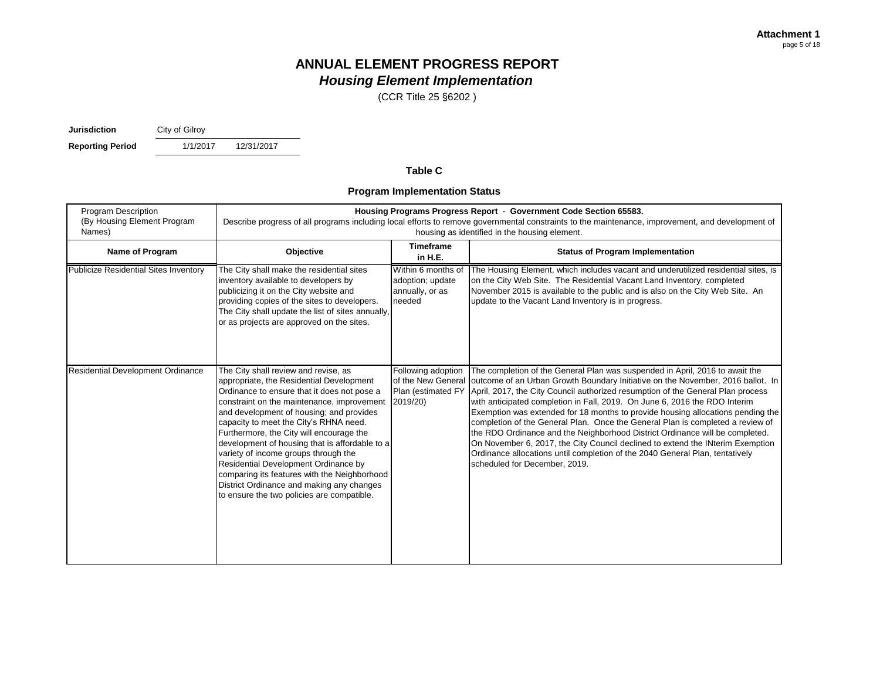**Attachment 1**

# ANNUAL ELEMENT PROGRESS REPORT
## *Housing Element Implementation*

(CCR Title 25 §6202 )

**Jurisdiction** City of Gilroy

**Reporting Period** 1/1/2017 12/31/2017

### Table C

### Program Implementation Status

| Program Description (By Housing Element Program Names) | **Housing Programs Progress Report - Government Code Section 65583.** Describe progress of all programs including local efforts to remove governmental constraints to the maintenance, improvement, and development of housing as identified in the housing element. | | |
|---|---|---|---|
| **Name of Program** | **Objective** | **Timeframe in H.E.** | **Status of Program Implementation** |
| Publicize Residential Sites Inventory | The City shall make the residential sites inventory available to developers by publicizing it on the City website and providing copies of the sites to developers. The City shall update the list of sites annually, or as projects are approved on the sites. | Within 6 months of adoption; update annually, or as needed | The Housing Element, which includes vacant and underutilized residential sites, is on the City Web Site. The Residential Vacant Land Inventory, completed November 2015 is available to the public and is also on the City Web Site. An update to the Vacant Land Inventory is in progress. |
| Residential Development Ordinance | The City shall review and revise, as appropriate, the Residential Development Ordinance to ensure that it does not pose a constraint on the maintenance, improvement and development of housing; and provides capacity to meet the City's RHNA need. Furthermore, the City will encourage the development of housing that is affordable to a variety of income groups through the Residential Development Ordinance by comparing its features with the Neighborhood District Ordinance and making any changes to ensure the two policies are compatible. | Following adoption of the New General Plan (estimated FY 2019/20) | The completion of the General Plan was suspended in April, 2016 to await the outcome of an Urban Growth Boundary Initiative on the November, 2016 ballot. In April, 2017, the City Council authorized resumption of the General Plan process with anticipated completion in Fall, 2019. On June 6, 2016 the RDO Interim Exemption was extended for 18 months to provide housing allocations pending the completion of the General Plan. Once the General Plan is completed a review of the RDO Ordinance and the Neighborhood District Ordinance will be completed. On November 6, 2017, the City Council declined to extend the INterim Exemption Ordinance allocations until completion of the 2040 General Plan, tentatively scheduled for December, 2019. |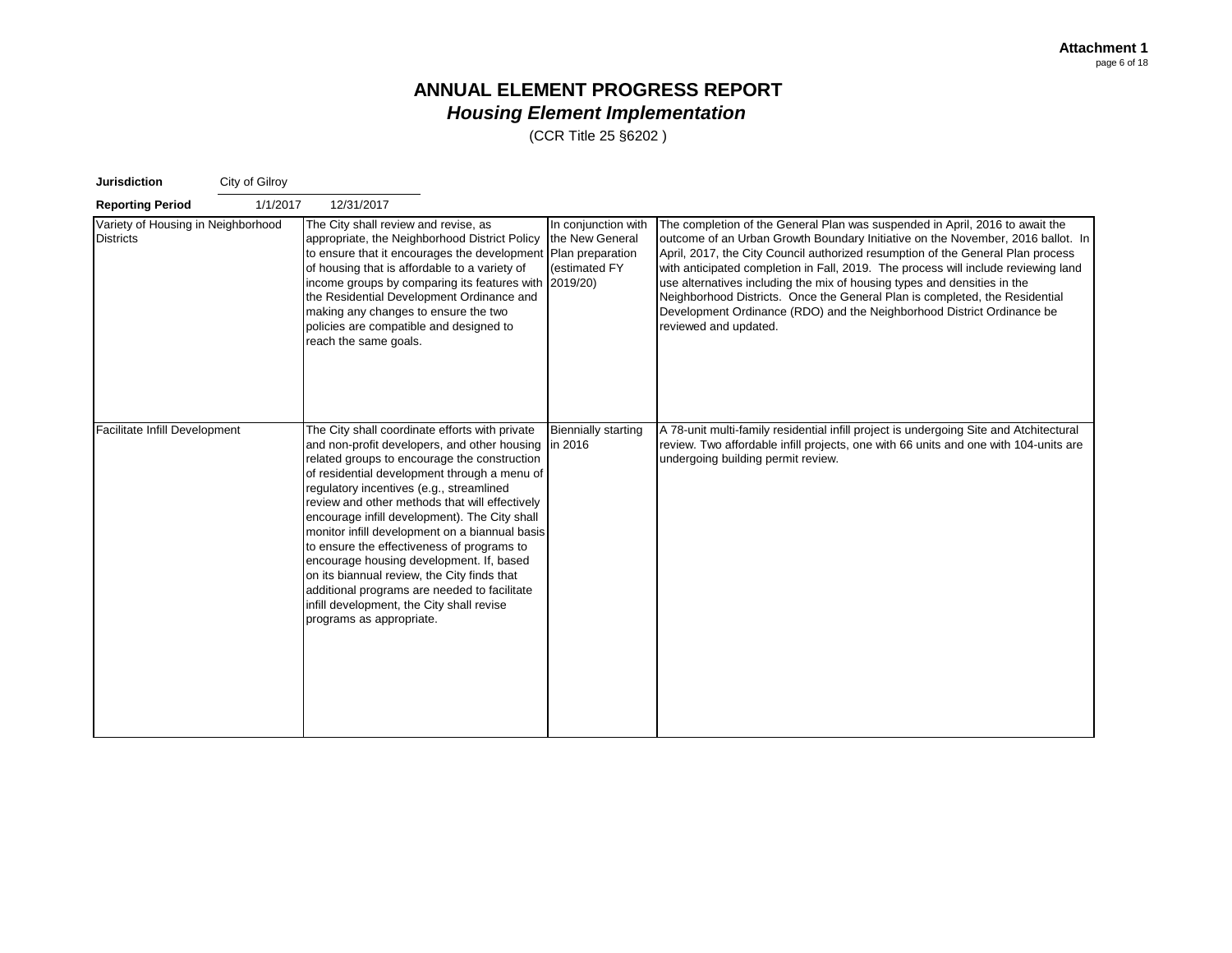**Attachment 1**

# ANNUAL ELEMENT PROGRESS REPORT

## *Housing Element Implementation*

(CCR Title 25 §6202 )

**Jurisdiction** City of Gilroy

**Reporting Period** 1/1/2017 12/31/2017

| | | | |
|---|---|---|---|
| Variety of Housing in Neighborhood Districts | The City shall review and revise, as appropriate, the Neighborhood District Policy to ensure that it encourages the development of housing that is affordable to a variety of income groups by comparing its features with the Residential Development Ordinance and making any changes to ensure the two policies are compatible and designed to reach the same goals. | In conjunction with the New General Plan preparation (estimated FY 2019/20) | The completion of the General Plan was suspended in April, 2016 to await the outcome of an Urban Growth Boundary Initiative on the November, 2016 ballot. In April, 2017, the City Council authorized resumption of the General Plan process with anticipated completion in Fall, 2019. The process will include reviewing land use alternatives including the mix of housing types and densities in the Neighborhood Districts. Once the General Plan is completed, the Residential Development Ordinance (RDO) and the Neighborhood District Ordinance be reviewed and updated. |
| Facilitate Infill Development | The City shall coordinate efforts with private and non-profit developers, and other housing related groups to encourage the construction of residential development through a menu of regulatory incentives (e.g., streamlined review and other methods that will effectively encourage infill development). The City shall monitor infill development on a biannual basis to ensure the effectiveness of programs to encourage housing development. If, based on its biannual review, the City finds that additional programs are needed to facilitate infill development, the City shall revise programs as appropriate. | Biennially starting in 2016 | A 78-unit multi-family residential infill project is undergoing Site and Atchitectural review. Two affordable infill projects, one with 66 units and one with 104-units are undergoing building permit review. |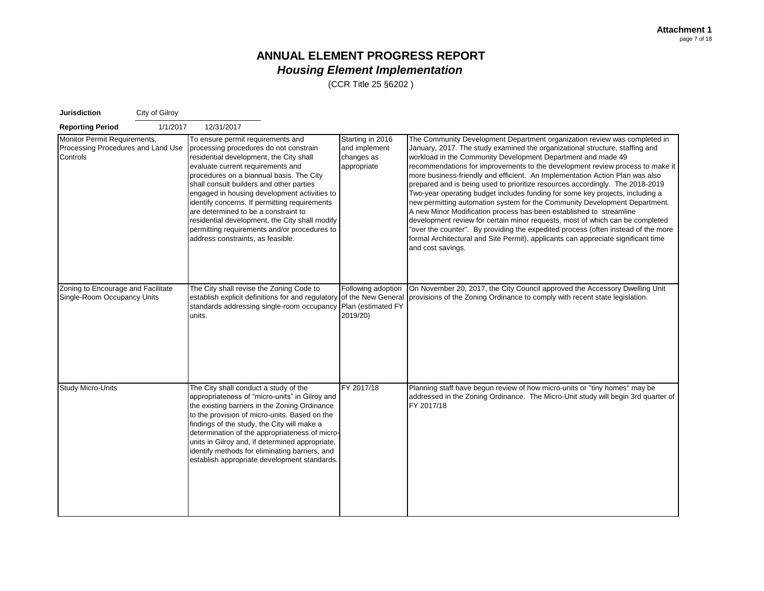**Attachment 1**

# ANNUAL ELEMENT PROGRESS REPORT
## *Housing Element Implementation*

(CCR Title 25 §6202 )

**Jurisdiction** City of Gilroy

**Reporting Period** 1/1/2017 12/31/2017

| | | | |
|---|---|---|---|
| Monitor Permit Requirements, Processing Procedures and Land Use Controls | To ensure permit requirements and processing procedures do not constrain residential development, the City shall evaluate current requirements and procedures on a biannual basis. The City shall consult builders and other parties engaged in housing development activities to identify concerns. If permitting requirements are determined to be a constraint to residential development, the City shall modify permitting requirements and/or procedures to address constraints, as feasible. | Starting in 2016 and implement changes as appropriate | The Community Development Department organization review was completed in January, 2017. The study examined the organizational structure, staffing and workload in the Community Development Department and made 49 recommendations for improvements to the development review process to make it more business-friendly and efficient. An Implementation Action Plan was also prepared and is being used to prioritize resources accordingly. The 2018-2019 Two-year operating budget includes funding for some key projects, including a new permitting automation system for the Community Development Department. A new Minor Modification process has been established to streamline development review for certain minor requests, most of which can be completed "over the counter". By providing the expedited process (often instead of the more formal Architectural and Site Permit), applicants can appreciate significant time and cost savings. |
| Zoning to Encourage and Facilitate Single-Room Occupancy Units | The City shall revise the Zoning Code to establish explicit definitions for and regulatory standards addressing single-room occupancy units. | Following adoption of the New General Plan (estimated FY 2019/20) | On November 20, 2017, the City Council approved the Accessory Dwelling Unit provisions of the Zoning Ordinance to comply with recent state legislation. |
| Study Micro-Units | The City shall conduct a study of the appropriateness of "micro-units" in Gilroy and the existing barriers in the Zoning Ordinance to the provision of micro-units. Based on the findings of the study, the City will make a determination of the appropriateness of micro-units in Gilroy and, if determined appropriate, identify methods for eliminating barriers, and establish appropriate development standards. | FY 2017/18 | Planning staff have begun review of how micro-units or "tiny homes" may be addressed in the Zoning Ordinance. The Micro-Unit study will begin 3rd quarter of FY 2017/18 |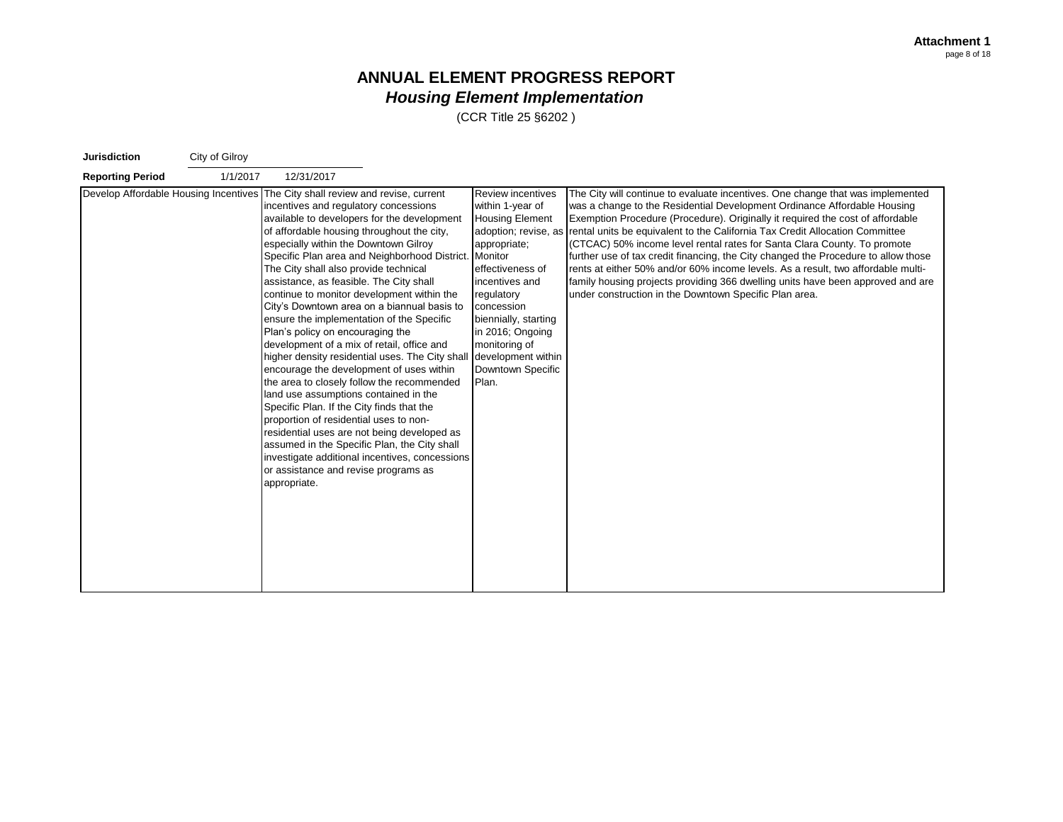**Attachment 1**

# ANNUAL ELEMENT PROGRESS REPORT
## *Housing Element Implementation*
(CCR Title 25 §6202 )

**Jurisdiction** City of Gilroy

**Reporting Period** 1/1/2017 12/31/2017

| | | | |
|---|---|---|---|
| Develop Affordable Housing Incentives | The City shall review and revise, current incentives and regulatory concessions available to developers for the development of affordable housing throughout the city, especially within the Downtown Gilroy Specific Plan area and Neighborhood District. The City shall also provide technical assistance, as feasible. The City shall continue to monitor development within the City's Downtown area on a biannual basis to ensure the implementation of the Specific Plan's policy on encouraging the development of a mix of retail, office and higher density residential uses. The City shall encourage the development of uses within the area to closely follow the recommended land use assumptions contained in the Specific Plan. If the City finds that the proportion of residential uses to non-residential uses are not being developed as assumed in the Specific Plan, the City shall investigate additional incentives, concessions or assistance and revise programs as appropriate. | Review incentives within 1-year of Housing Element adoption; revise, as appropriate; Monitor effectiveness of incentives and regulatory concession biennially, starting in 2016; Ongoing monitoring of development within Downtown Specific Plan. | The City will continue to evaluate incentives. One change that was implemented was a change to the Residential Development Ordinance Affordable Housing Exemption Procedure (Procedure). Originally it required the cost of affordable rental units be equivalent to the California Tax Credit Allocation Committee (CTCAC) 50% income level rental rates for Santa Clara County. To promote further use of tax credit financing, the City changed the Procedure to allow those rents at either 50% and/or 60% income levels. As a result, two affordable multi-family housing projects providing 366 dwelling units have been approved and are under construction in the Downtown Specific Plan area. |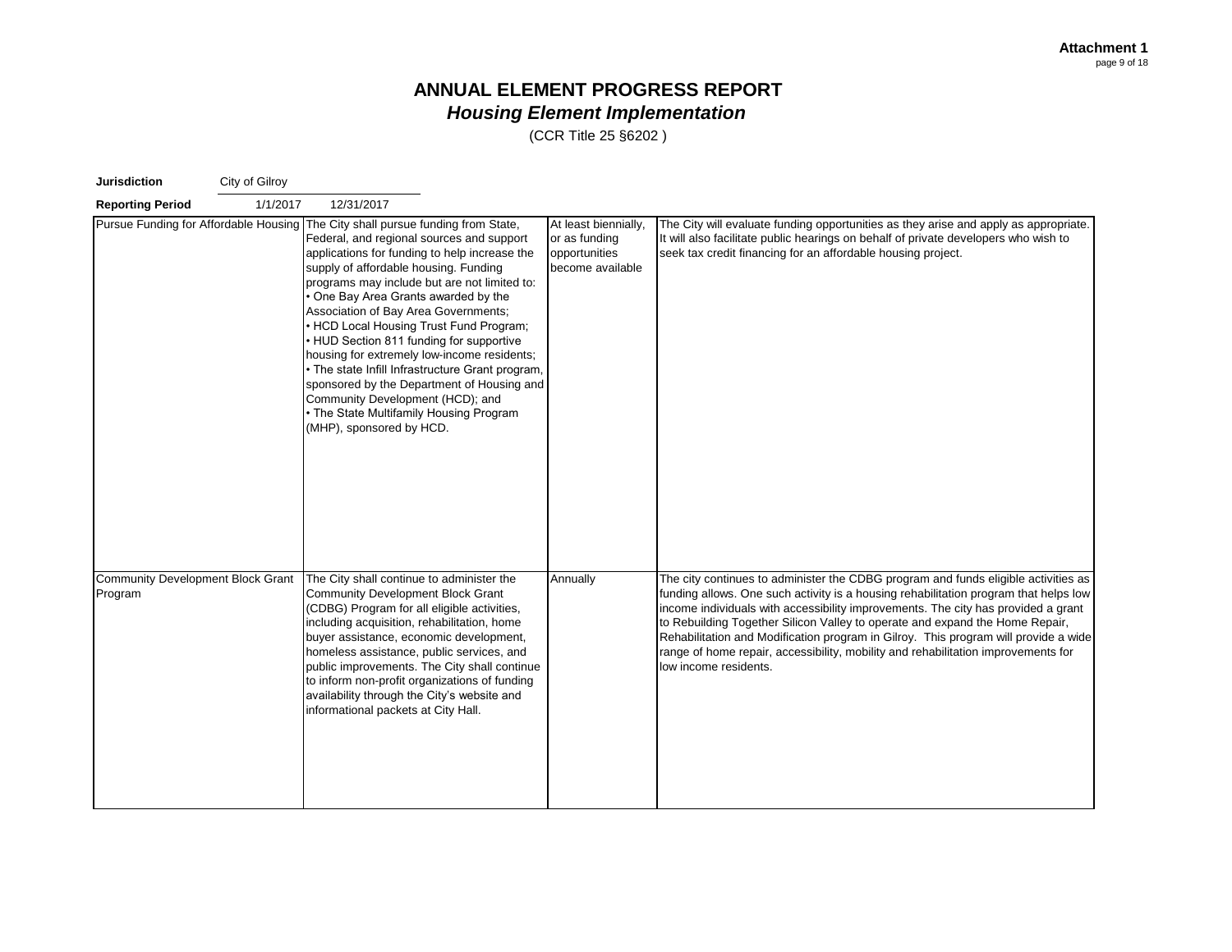**Attachment 1**

# ANNUAL ELEMENT PROGRESS REPORT
## *Housing Element Implementation*

(CCR Title 25 §6202 )

**Jurisdiction** City of Gilroy

**Reporting Period** 1/1/2017 12/31/2017

| | | | |
|---|---|---|---|
| Pursue Funding for Affordable Housing | The City shall pursue funding from State, Federal, and regional sources and support applications for funding to help increase the supply of affordable housing. Funding programs may include but are not limited to:<br>• One Bay Area Grants awarded by the Association of Bay Area Governments;<br>• HCD Local Housing Trust Fund Program;<br>• HUD Section 811 funding for supportive housing for extremely low-income residents;<br>• The state Infill Infrastructure Grant program, sponsored by the Department of Housing and Community Development (HCD); and<br>• The State Multifamily Housing Program (MHP), sponsored by HCD. | At least biennially, or as funding opportunities become available | The City will evaluate funding opportunities as they arise and apply as appropriate. It will also facilitate public hearings on behalf of private developers who wish to seek tax credit financing for an affordable housing project. |
| Community Development Block Grant Program | The City shall continue to administer the Community Development Block Grant (CDBG) Program for all eligible activities, including acquisition, rehabilitation, home buyer assistance, economic development, homeless assistance, public services, and public improvements. The City shall continue to inform non-profit organizations of funding availability through the City's website and informational packets at City Hall. | Annually | The city continues to administer the CDBG program and funds eligible activities as funding allows. One such activity is a housing rehabilitation program that helps low income individuals with accessibility improvements. The city has provided a grant to Rebuilding Together Silicon Valley to operate and expand the Home Repair, Rehabilitation and Modification program in Gilroy. This program will provide a wide range of home repair, accessibility, mobility and rehabilitation improvements for low income residents. |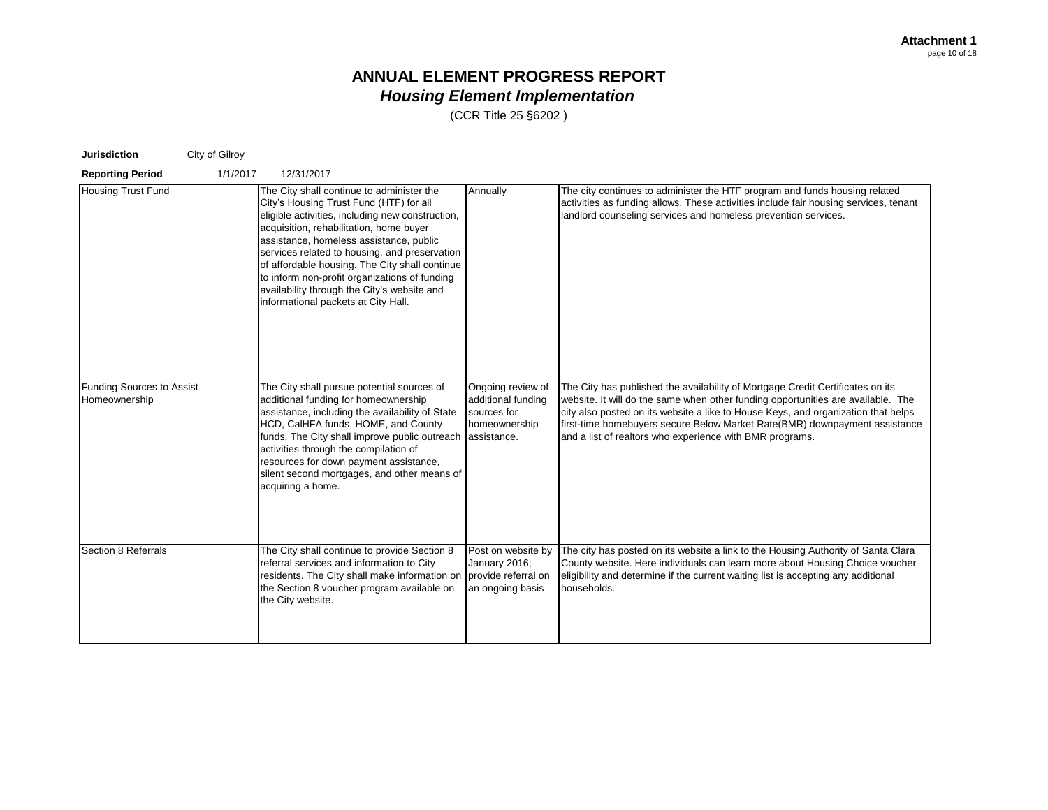**Attachment 1**

# ANNUAL ELEMENT PROGRESS REPORT
## *Housing Element Implementation*

(CCR Title 25 §6202 )

**Jurisdiction** City of Gilroy

**Reporting Period** 1/1/2017 12/31/2017

| | | | |
|---|---|---|---|
| Housing Trust Fund | The City shall continue to administer the City's Housing Trust Fund (HTF) for all eligible activities, including new construction, acquisition, rehabilitation, home buyer assistance, homeless assistance, public services related to housing, and preservation of affordable housing. The City shall continue to inform non-profit organizations of funding availability through the City's website and informational packets at City Hall. | Annually | The city continues to administer the HTF program and funds housing related activities as funding allows. These activities include fair housing services, tenant landlord counseling services and homeless prevention services. |
| Funding Sources to Assist Homeownership | The City shall pursue potential sources of additional funding for homeownership assistance, including the availability of State HCD, CalHFA funds, HOME, and County funds. The City shall improve public outreach activities through the compilation of resources for down payment assistance, silent second mortgages, and other means of acquiring a home. | Ongoing review of additional funding sources for homeownership assistance. | The City has published the availability of Mortgage Credit Certificates on its website. It will do the same when other funding opportunities are available. The city also posted on its website a like to House Keys, and organization that helps first-time homebuyers secure Below Market Rate(BMR) downpayment assistance and a list of realtors who experience with BMR programs. |
| Section 8 Referrals | The City shall continue to provide Section 8 referral services and information to City residents. The City shall make information on the Section 8 voucher program available on the City website. | Post on website by January 2016; provide referral on an ongoing basis | The city has posted on its website a link to the Housing Authority of Santa Clara County website. Here individuals can learn more about Housing Choice voucher eligibility and determine if the current waiting list is accepting any additional households. |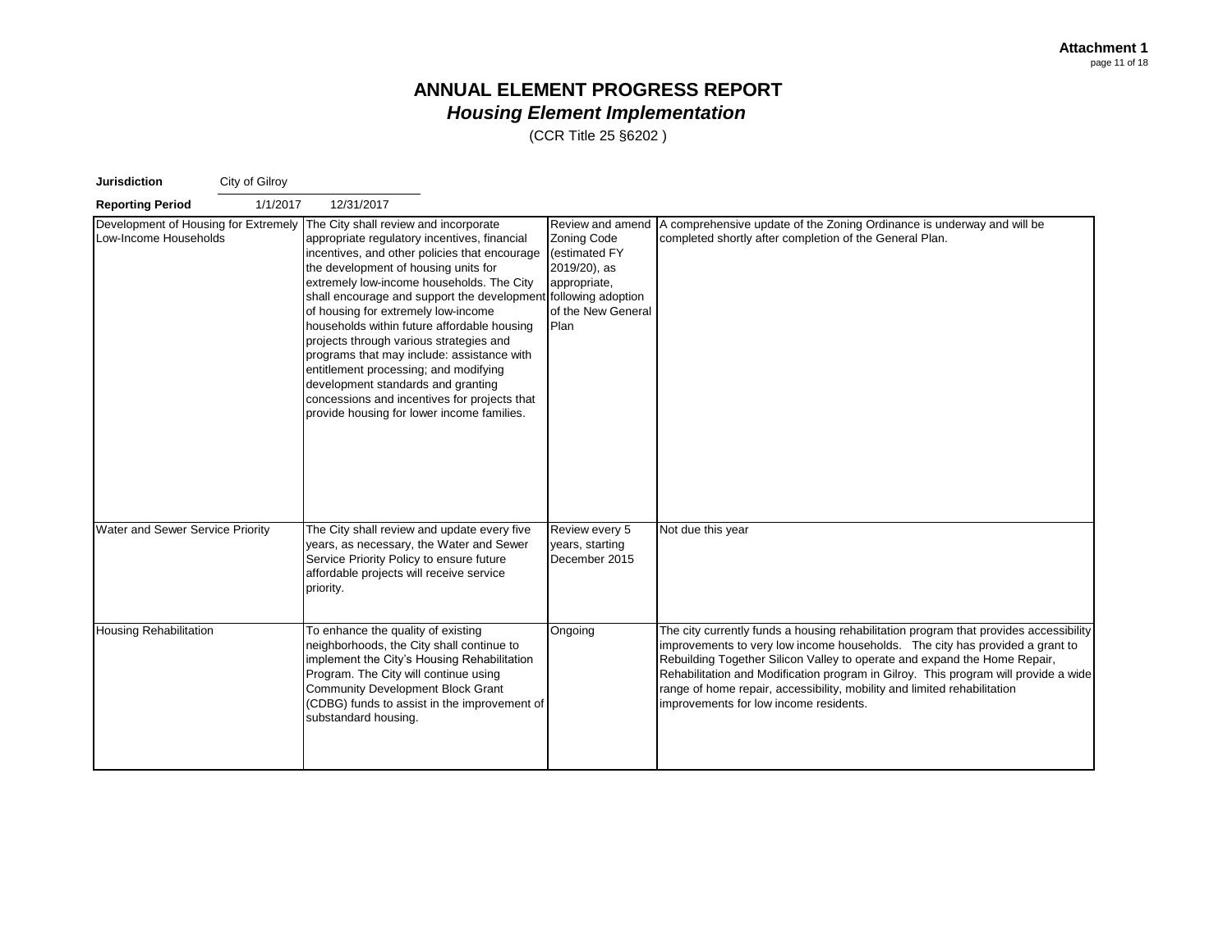**Attachment 1**

# ANNUAL ELEMENT PROGRESS REPORT

## *Housing Element Implementation*

(CCR Title 25 §6202 )

**Jurisdiction** City of Gilroy

**Reporting Period** 1/1/2017 12/31/2017

| | | | |
|---|---|---|---|
| Development of Housing for Extremely Low-Income Households | The City shall review and incorporate appropriate regulatory incentives, financial incentives, and other policies that encourage the development of housing units for extremely low-income households. The City shall encourage and support the development of housing for extremely low-income households within future affordable housing projects through various strategies and programs that may include: assistance with entitlement processing; and modifying development standards and granting concessions and incentives for projects that provide housing for lower income families. | Review and amend Zoning Code (estimated FY 2019/20), as appropriate, following adoption of the New General Plan | A comprehensive update of the Zoning Ordinance is underway and will be completed shortly after completion of the General Plan. |
| Water and Sewer Service Priority | The City shall review and update every five years, as necessary, the Water and Sewer Service Priority Policy to ensure future affordable projects will receive service priority. | Review every 5 years, starting December 2015 | Not due this year |
| Housing Rehabilitation | To enhance the quality of existing neighborhoods, the City shall continue to implement the City's Housing Rehabilitation Program. The City will continue using Community Development Block Grant (CDBG) funds to assist in the improvement of substandard housing. | Ongoing | The city currently funds a housing rehabilitation program that provides accessibility improvements to very low income households. The city has provided a grant to Rebuilding Together Silicon Valley to operate and expand the Home Repair, Rehabilitation and Modification program in Gilroy. This program will provide a wide range of home repair, accessibility, mobility and limited rehabilitation improvements for low income residents. |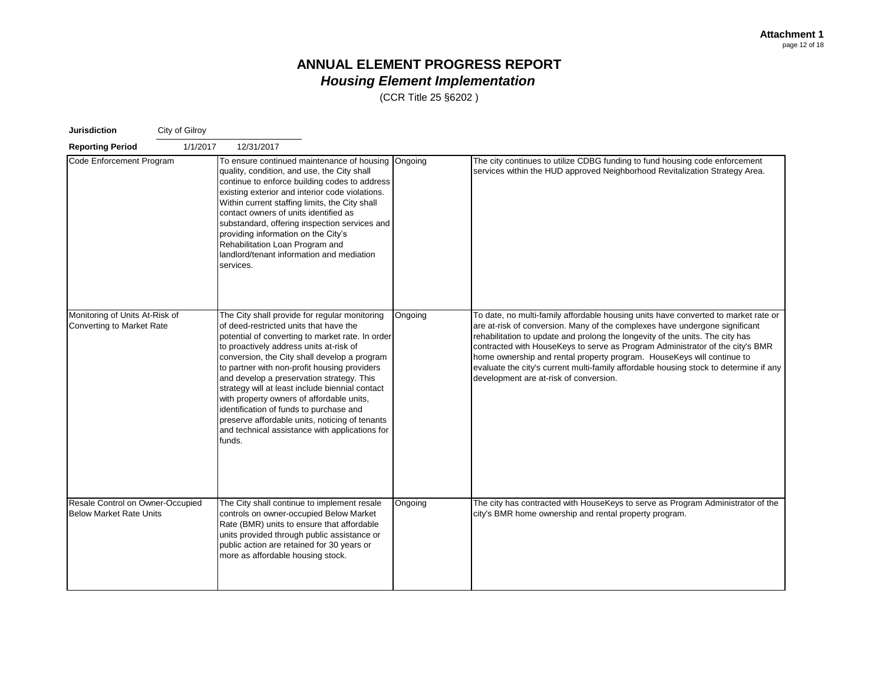**Attachment 1**

# ANNUAL ELEMENT PROGRESS REPORT

## *Housing Element Implementation*

(CCR Title 25 §6202 )

**Jurisdiction** City of Gilroy

**Reporting Period** 1/1/2017 12/31/2017

| | | | |
|---|---|---|---|
| Code Enforcement Program | To ensure continued maintenance of housing quality, condition, and use, the City shall continue to enforce building codes to address existing exterior and interior code violations. Within current staffing limits, the City shall contact owners of units identified as substandard, offering inspection services and providing information on the City's Rehabilitation Loan Program and landlord/tenant information and mediation services. | Ongoing | The city continues to utilize CDBG funding to fund housing code enforcement services within the HUD approved Neighborhood Revitalization Strategy Area. |
| Monitoring of Units At-Risk of Converting to Market Rate | The City shall provide for regular monitoring of deed-restricted units that have the potential of converting to market rate. In order to proactively address units at-risk of conversion, the City shall develop a program to partner with non-profit housing providers and develop a preservation strategy. This strategy will at least include biennial contact with property owners of affordable units, identification of funds to purchase and preserve affordable units, noticing of tenants and technical assistance with applications for funds. | Ongoing | To date, no multi-family affordable housing units have converted to market rate or are at-risk of conversion. Many of the complexes have undergone significant rehabilitation to update and prolong the longevity of the units. The city has contracted with HouseKeys to serve as Program Administrator of the city's BMR home ownership and rental property program. HouseKeys will continue to evaluate the city's current multi-family affordable housing stock to determine if any development are at-risk of conversion. |
| Resale Control on Owner-Occupied Below Market Rate Units | The City shall continue to implement resale controls on owner-occupied Below Market Rate (BMR) units to ensure that affordable units provided through public assistance or public action are retained for 30 years or more as affordable housing stock. | Ongoing | The city has contracted with HouseKeys to serve as Program Administrator of the city's BMR home ownership and rental property program. |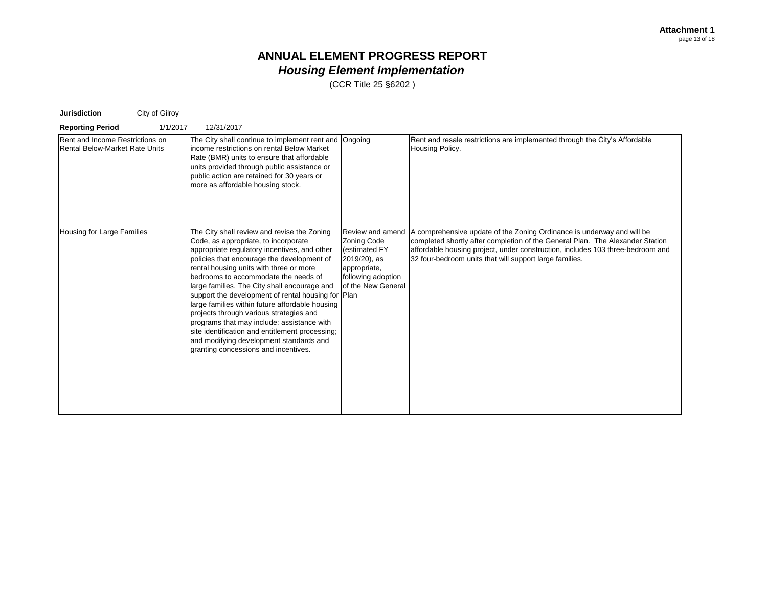**Attachment 1**

# ANNUAL ELEMENT PROGRESS REPORT
## *Housing Element Implementation*
(CCR Title 25 §6202 )

**Jurisdiction** City of Gilroy

**Reporting Period** 1/1/2017 12/31/2017

| | | | |
|---|---|---|---|
| Rent and Income Restrictions on Rental Below-Market Rate Units | The City shall continue to implement rent and income restrictions on rental Below Market Rate (BMR) units to ensure that affordable units provided through public assistance or public action are retained for 30 years or more as affordable housing stock. | Ongoing | Rent and resale restrictions are implemented through the City's Affordable Housing Policy. |
| Housing for Large Families | The City shall review and revise the Zoning Code, as appropriate, to incorporate appropriate regulatory incentives, and other policies that encourage the development of rental housing units with three or more bedrooms to accommodate the needs of large families. The City shall encourage and support the development of rental housing for large families within future affordable housing projects through various strategies and programs that may include: assistance with site identification and entitlement processing; and modifying development standards and granting concessions and incentives. | Review and amend Zoning Code (estimated FY 2019/20), as appropriate, following adoption of the New General Plan | A comprehensive update of the Zoning Ordinance is underway and will be completed shortly after completion of the General Plan. The Alexander Station affordable housing project, under construction, includes 103 three-bedroom and 32 four-bedroom units that will support large families. |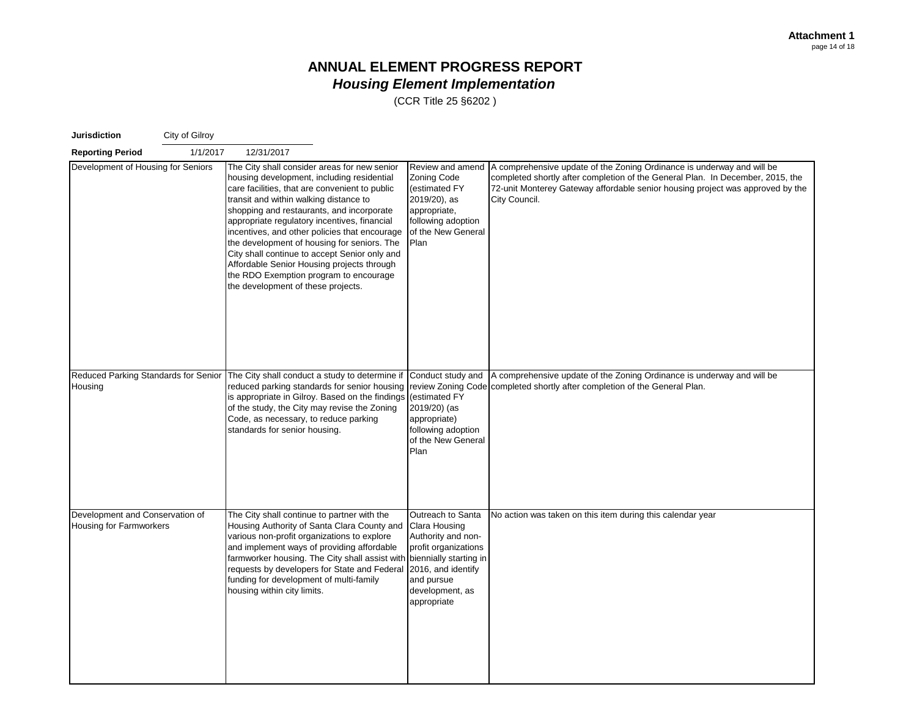**Attachment 1**

# ANNUAL ELEMENT PROGRESS REPORT
## *Housing Element Implementation*
(CCR Title 25 §6202 )

**Jurisdiction** City of Gilroy

**Reporting Period** 1/1/2017 12/31/2017

| | | | |
|---|---|---|---|
| Development of Housing for Seniors | The City shall consider areas for new senior housing development, including residential care facilities, that are convenient to public transit and within walking distance to shopping and restaurants, and incorporate appropriate regulatory incentives, financial incentives, and other policies that encourage the development of housing for seniors. The City shall continue to accept Senior only and Affordable Senior Housing projects through the RDO Exemption program to encourage the development of these projects. | Review and amend Zoning Code (estimated FY 2019/20), as appropriate, following adoption of the New General Plan | A comprehensive update of the Zoning Ordinance is underway and will be completed shortly after completion of the General Plan. In December, 2015, the 72-unit Monterey Gateway affordable senior housing project was approved by the City Council. |
| Reduced Parking Standards for Senior Housing | The City shall conduct a study to determine if reduced parking standards for senior housing is appropriate in Gilroy. Based on the findings of the study, the City may revise the Zoning Code, as necessary, to reduce parking standards for senior housing. | Conduct study and review Zoning Code (estimated FY 2019/20) (as appropriate) following adoption of the New General Plan | A comprehensive update of the Zoning Ordinance is underway and will be completed shortly after completion of the General Plan. |
| Development and Conservation of Housing for Farmworkers | The City shall continue to partner with the Housing Authority of Santa Clara County and various non-profit organizations to explore and implement ways of providing affordable farmworker housing. The City shall assist with requests by developers for State and Federal funding for development of multi-family housing within city limits. | Outreach to Santa Clara Housing Authority and non-profit organizations biennially starting in 2016, and identify and pursue development, as appropriate | No action was taken on this item during this calendar year |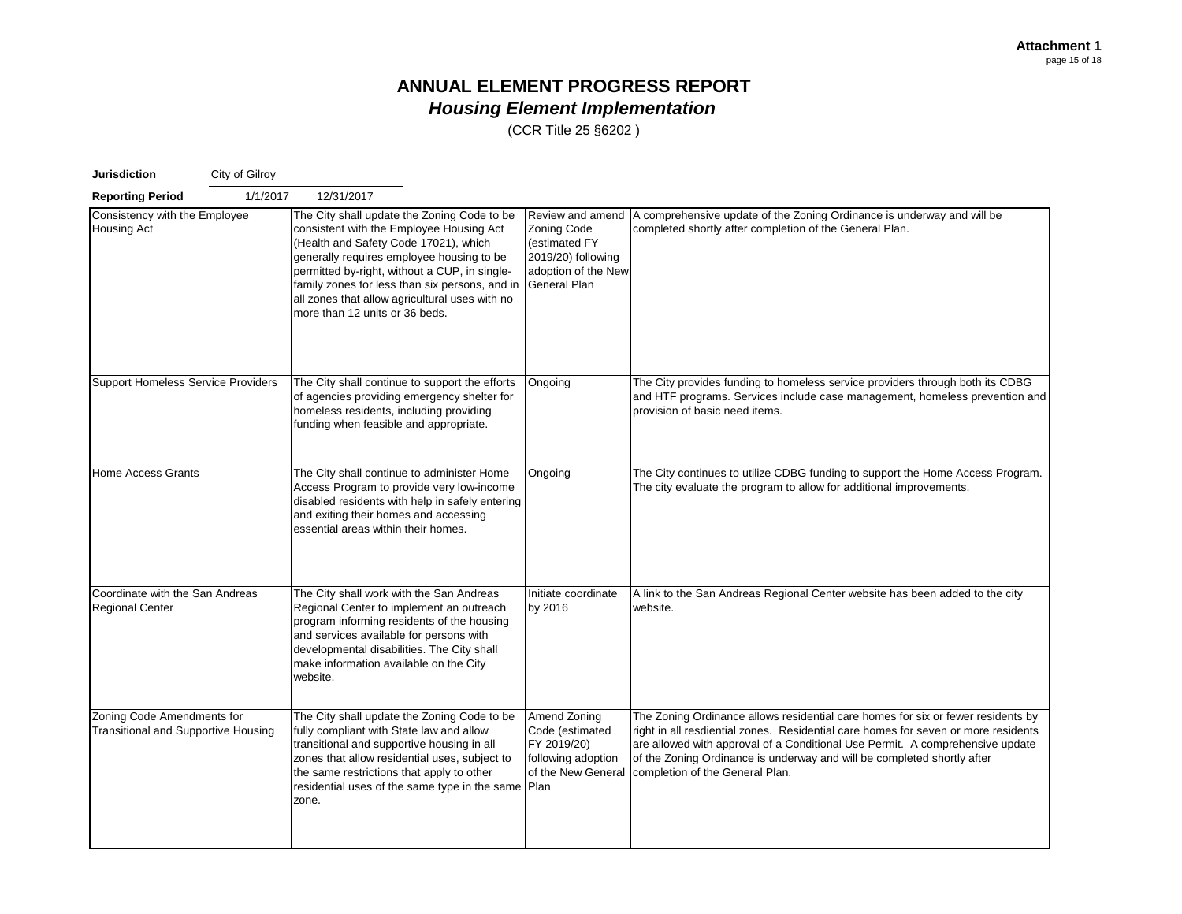**Attachment 1**

# ANNUAL ELEMENT PROGRESS REPORT
## *Housing Element Implementation*

(CCR Title 25 §6202 )

**Jurisdiction** City of Gilroy

**Reporting Period** 1/1/2017 12/31/2017

| | | | |
|---|---|---|---|
| Consistency with the Employee Housing Act | The City shall update the Zoning Code to be consistent with the Employee Housing Act (Health and Safety Code 17021), which generally requires employee housing to be permitted by-right, without a CUP, in single-family zones for less than six persons, and in all zones that allow agricultural uses with no more than 12 units or 36 beds. | Review and amend Zoning Code (estimated FY 2019/20) following adoption of the New General Plan | A comprehensive update of the Zoning Ordinance is underway and will be completed shortly after completion of the General Plan. |
| Support Homeless Service Providers | The City shall continue to support the efforts of agencies providing emergency shelter for homeless residents, including providing funding when feasible and appropriate. | Ongoing | The City provides funding to homeless service providers through both its CDBG and HTF programs. Services include case management, homeless prevention and provision of basic need items. |
| Home Access Grants | The City shall continue to administer Home Access Program to provide very low-income disabled residents with help in safely entering and exiting their homes and accessing essential areas within their homes. | Ongoing | The City continues to utilize CDBG funding to support the Home Access Program. The city evaluate the program to allow for additional improvements. |
| Coordinate with the San Andreas Regional Center | The City shall work with the San Andreas Regional Center to implement an outreach program informing residents of the housing and services available for persons with developmental disabilities. The City shall make information available on the City website. | Initiate coordinate by 2016 | A link to the San Andreas Regional Center website has been added to the city website. |
| Zoning Code Amendments for Transitional and Supportive Housing | The City shall update the Zoning Code to be fully compliant with State law and allow transitional and supportive housing in all zones that allow residential uses, subject to the same restrictions that apply to other residential uses of the same type in the same zone. | Amend Zoning Code (estimated FY 2019/20) following adoption of the New General Plan | The Zoning Ordinance allows residential care homes for six or fewer residents by right in all resdiential zones. Residential care homes for seven or more residents are allowed with approval of a Conditional Use Permit. A comprehensive update of the Zoning Ordinance is underway and will be completed shortly after completion of the General Plan. |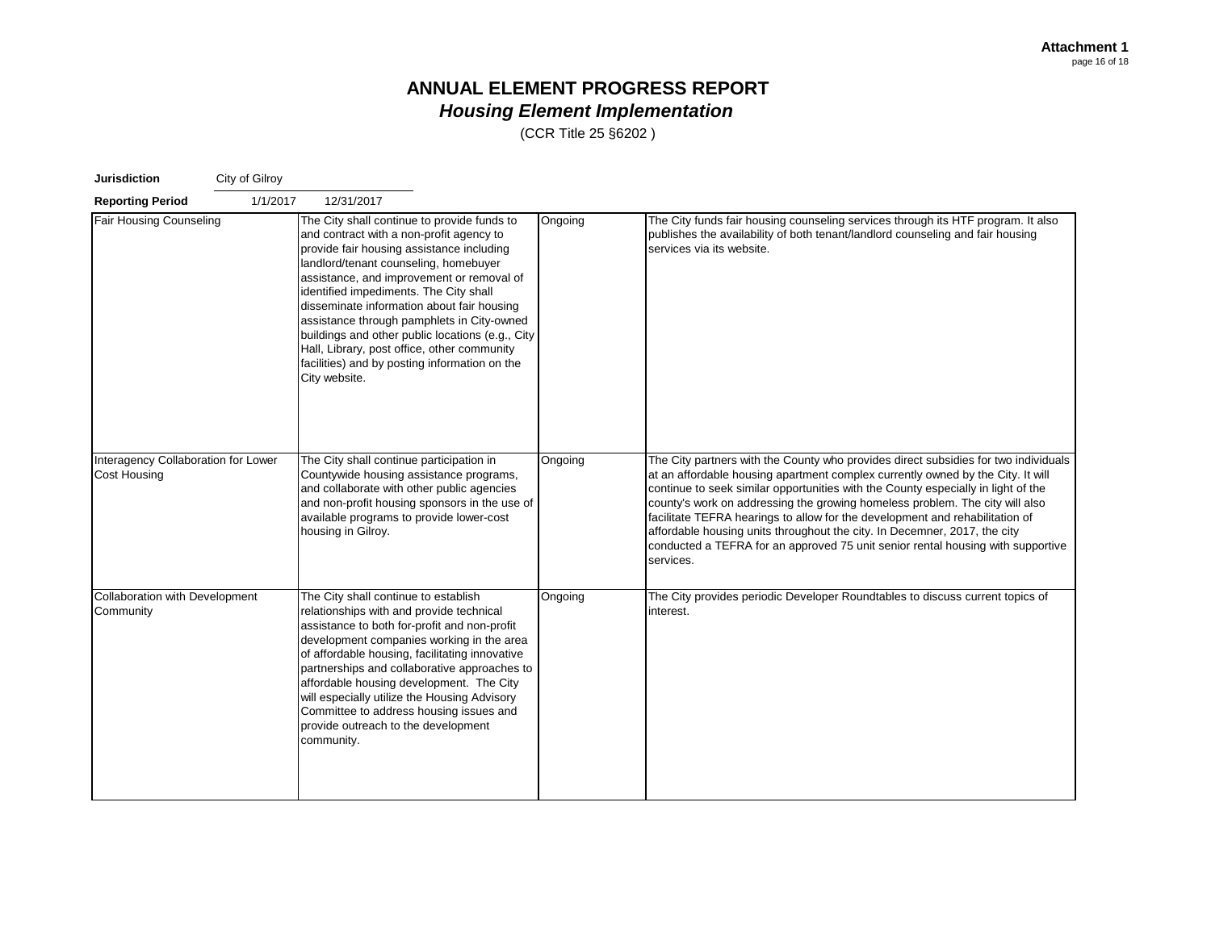**Attachment 1**

# ANNUAL ELEMENT PROGRESS REPORT
## *Housing Element Implementation*
(CCR Title 25 §6202 )

**Jurisdiction** City of Gilroy

**Reporting Period** 1/1/2017 12/31/2017

| | | | |
|---|---|---|---|
| Fair Housing Counseling | The City shall continue to provide funds to and contract with a non-profit agency to provide fair housing assistance including landlord/tenant counseling, homebuyer assistance, and improvement or removal of identified impediments. The City shall disseminate information about fair housing assistance through pamphlets in City-owned buildings and other public locations (e.g., City Hall, Library, post office, other community facilities) and by posting information on the City website. | Ongoing | The City funds fair housing counseling services through its HTF program. It also publishes the availability of both tenant/landlord counseling and fair housing services via its website. |
| Interagency Collaboration for Lower Cost Housing | The City shall continue participation in Countywide housing assistance programs, and collaborate with other public agencies and non-profit housing sponsors in the use of available programs to provide lower-cost housing in Gilroy. | Ongoing | The City partners with the County who provides direct subsidies for two individuals at an affordable housing apartment complex currently owned by the City. It will continue to seek similar opportunities with the County especially in light of the county's work on addressing the growing homeless problem. The city will also facilitate TEFRA hearings to allow for the development and rehabilitation of affordable housing units throughout the city. In Decemner, 2017, the city conducted a TEFRA for an approved 75 unit senior rental housing with supportive services. |
| Collaboration with Development Community | The City shall continue to establish relationships with and provide technical assistance to both for-profit and non-profit development companies working in the area of affordable housing, facilitating innovative partnerships and collaborative approaches to affordable housing development. The City will especially utilize the Housing Advisory Committee to address housing issues and provide outreach to the development community. | Ongoing | The City provides periodic Developer Roundtables to discuss current topics of interest. |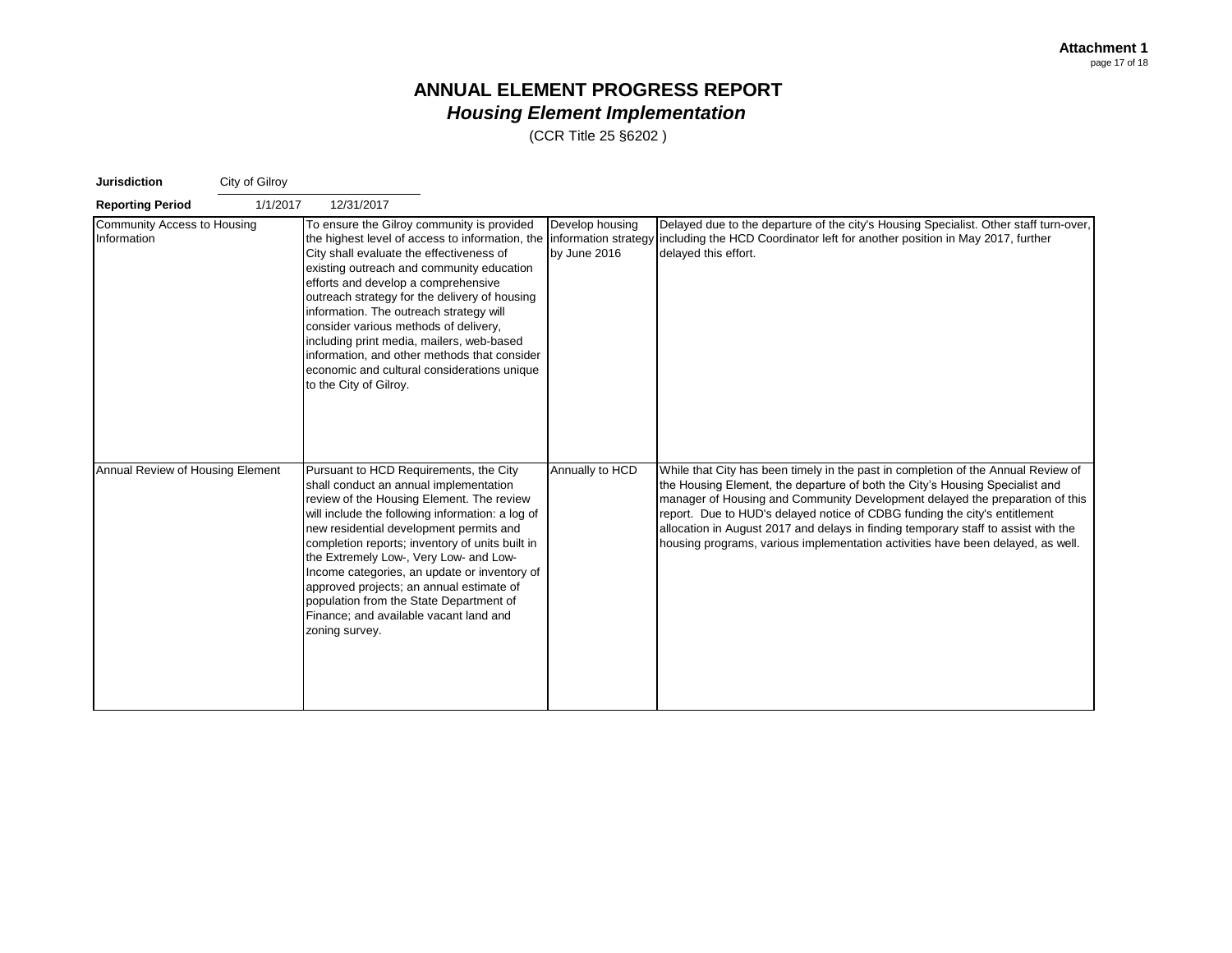**Attachment 1**

# ANNUAL ELEMENT PROGRESS REPORT
## *Housing Element Implementation*
(CCR Title 25 §6202 )

**Jurisdiction** City of Gilroy

**Reporting Period** 1/1/2017 12/31/2017

| | | | |
|---|---|---|---|
| Community Access to Housing Information | To ensure the Gilroy community is provided the highest level of access to information, the City shall evaluate the effectiveness of existing outreach and community education efforts and develop a comprehensive outreach strategy for the delivery of housing information. The outreach strategy will consider various methods of delivery, including print media, mailers, web-based information, and other methods that consider economic and cultural considerations unique to the City of Gilroy. | Develop housing information strategy by June 2016 | Delayed due to the departure of the city's Housing Specialist. Other staff turn-over, including the HCD Coordinator left for another position in May 2017, further delayed this effort. |
| Annual Review of Housing Element | Pursuant to HCD Requirements, the City shall conduct an annual implementation review of the Housing Element. The review will include the following information: a log of new residential development permits and completion reports; inventory of units built in the Extremely Low-, Very Low- and Low-Income categories, an update or inventory of approved projects; an annual estimate of population from the State Department of Finance; and available vacant land and zoning survey. | Annually to HCD | While that City has been timely in the past in completion of the Annual Review of the Housing Element, the departure of both the City's Housing Specialist and manager of Housing and Community Development delayed the preparation of this report. Due to HUD's delayed notice of CDBG funding the city's entitlement allocation in August 2017 and delays in finding temporary staff to assist with the housing programs, various implementation activities have been delayed, as well. |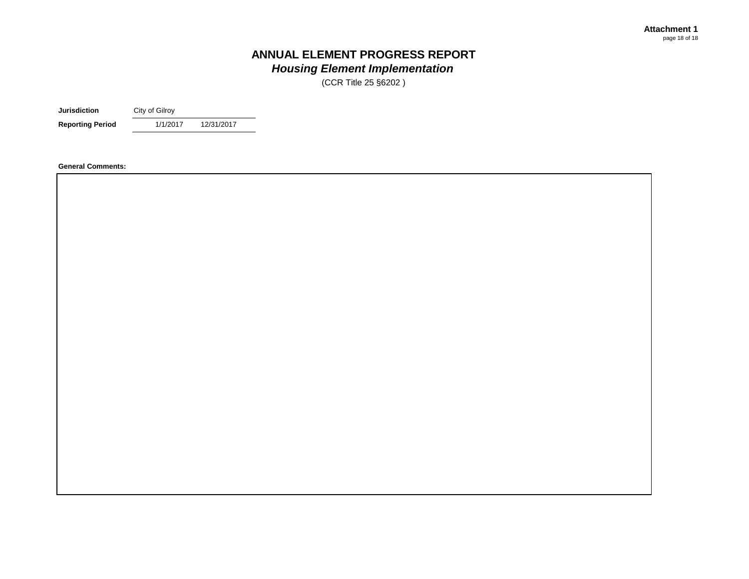# ANNUAL ELEMENT PROGRESS REPORT

## *Housing Element Implementation*

(CCR Title 25 §6202 )

| | | |
|---|---|---|
| **Jurisdiction** | City of Gilroy | |
| **Reporting Period** | 1/1/2017 | 12/31/2017 |

**General Comments:**